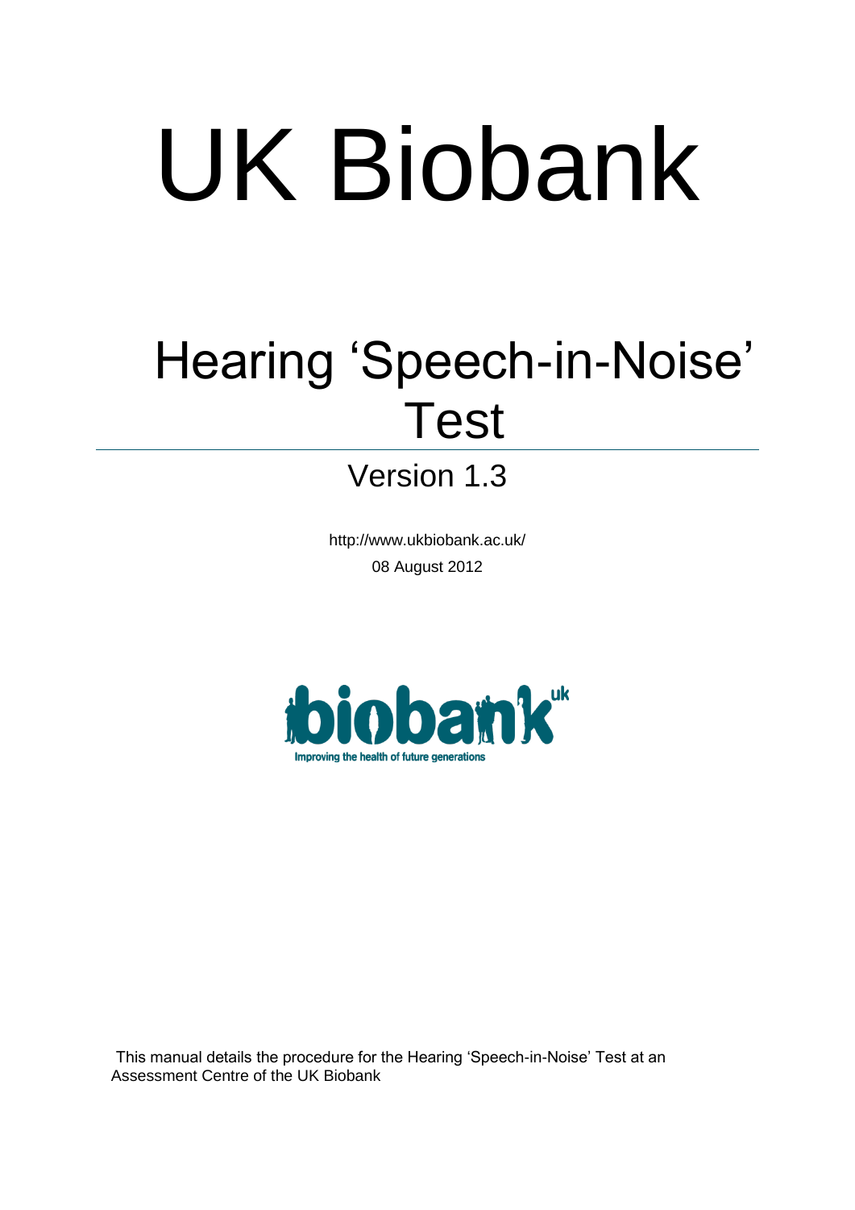# UK Biobank

## Hearing 'Speech-in-Noise' Test

Version 1.3

http://www.ukbiobank.ac.uk/

08 August 2012

biobank uk

Improving the health of future generations

This manual details the procedure for the Hearing 'Speech-in-Noise' Test at an Assessment Centre of the UK Biobank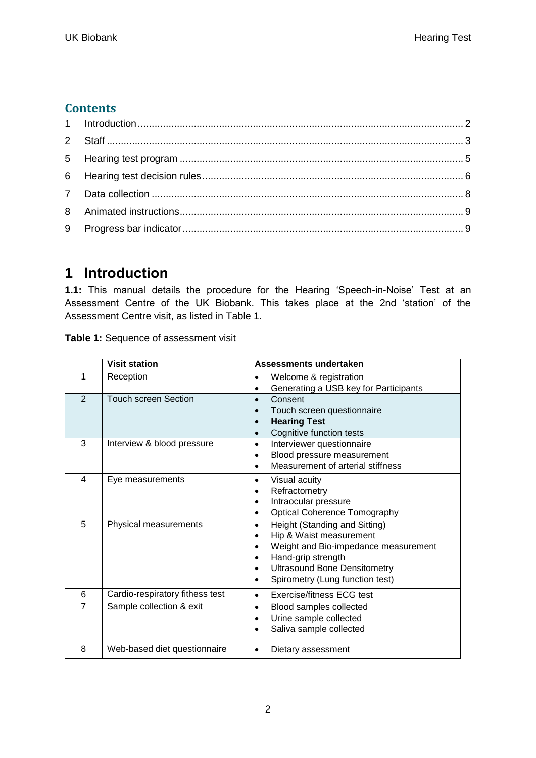## Contents

1 Introduction .......... 2
2 Staff .......... 3
5 Hearing test program .......... 5
6 Hearing test decision rules .......... 6
7 Data collection .......... 8
8 Animated instructions .......... 9
9 Progress bar indicator .......... 9

# 1 Introduction

**1.1:** This manual details the procedure for the Hearing 'Speech-in-Noise' Test at an Assessment Centre of the UK Biobank. This takes place at the 2nd 'station' of the Assessment Centre visit, as listed in Table 1.

**Table 1:** Sequence of assessment visit

| | Visit station | Assessments undertaken |
|---|---|---|
| 1 | Reception | • Welcome & registration<br>• Generating a USB key for Participants |
| 2 | Touch screen Section | • Consent<br>• Touch screen questionnaire<br>• **Hearing Test**<br>• Cognitive function tests |
| 3 | Interview & blood pressure | • Interviewer questionnaire<br>• Blood pressure measurement<br>• Measurement of arterial stiffness |
| 4 | Eye measurements | • Visual acuity<br>• Refractometry<br>• Intraocular pressure<br>• Optical Coherence Tomography |
| 5 | Physical measurements | • Height (Standing and Sitting)<br>• Hip & Waist measurement<br>• Weight and Bio-impedance measurement<br>• Hand-grip strength<br>• Ultrasound Bone Densitometry<br>• Spirometry (Lung function test) |
| 6 | Cardio-respiratory fitness test | • Exercise/fitness ECG test |
| 7 | Sample collection & exit | • Blood samples collected<br>• Urine sample collected<br>• Saliva sample collected |
| 8 | Web-based diet questionnaire | • Dietary assessment |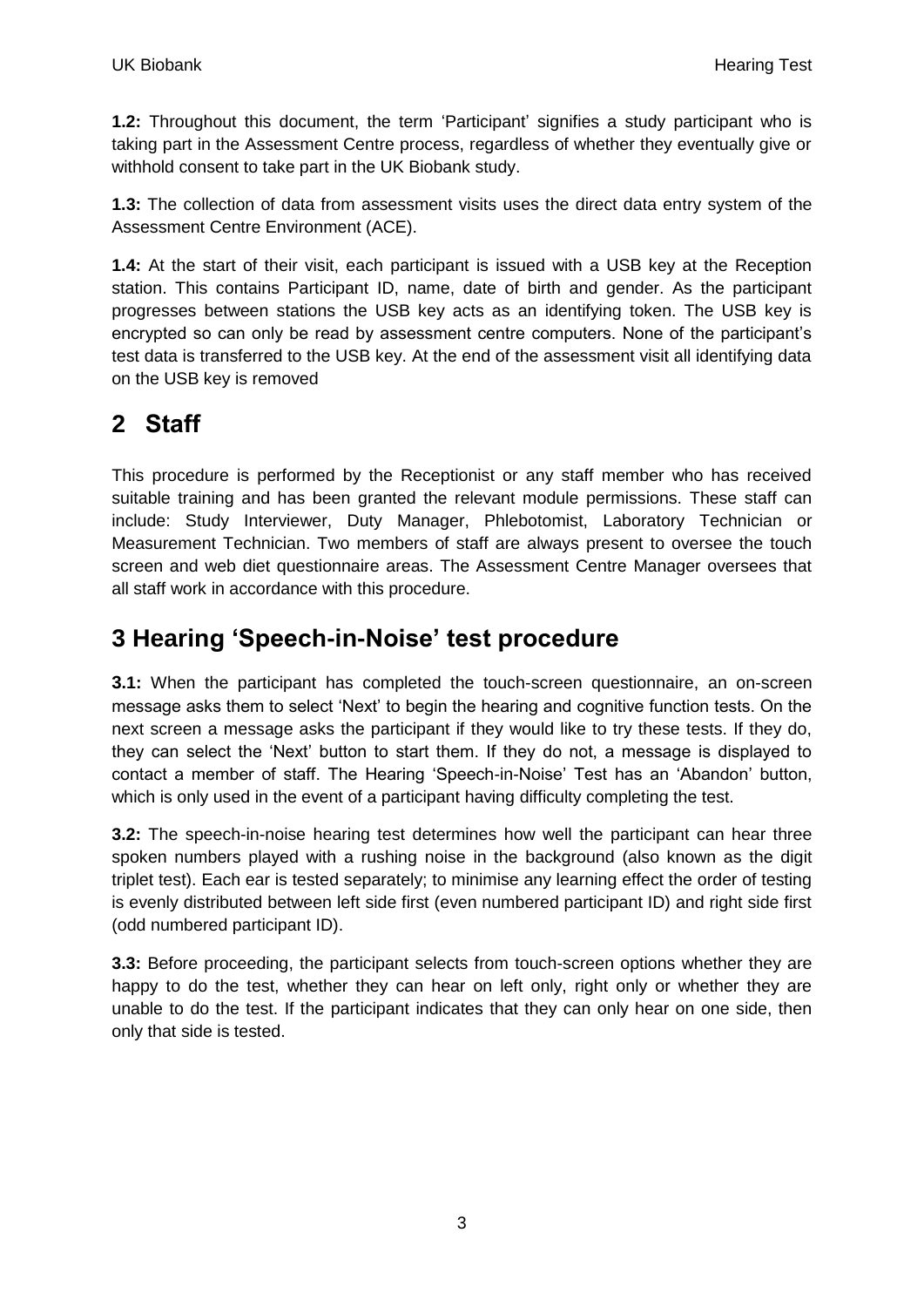**1.2:** Throughout this document, the term 'Participant' signifies a study participant who is taking part in the Assessment Centre process, regardless of whether they eventually give or withhold consent to take part in the UK Biobank study.

**1.3:** The collection of data from assessment visits uses the direct data entry system of the Assessment Centre Environment (ACE).

**1.4:** At the start of their visit, each participant is issued with a USB key at the Reception station. This contains Participant ID, name, date of birth and gender. As the participant progresses between stations the USB key acts as an identifying token. The USB key is encrypted so can only be read by assessment centre computers. None of the participant's test data is transferred to the USB key. At the end of the assessment visit all identifying data on the USB key is removed

# 2 Staff

This procedure is performed by the Receptionist or any staff member who has received suitable training and has been granted the relevant module permissions. These staff can include: Study Interviewer, Duty Manager, Phlebotomist, Laboratory Technician or Measurement Technician. Two members of staff are always present to oversee the touch screen and web diet questionnaire areas. The Assessment Centre Manager oversees that all staff work in accordance with this procedure.

# 3 Hearing 'Speech-in-Noise' test procedure

**3.1:** When the participant has completed the touch-screen questionnaire, an on-screen message asks them to select 'Next' to begin the hearing and cognitive function tests. On the next screen a message asks the participant if they would like to try these tests. If they do, they can select the 'Next' button to start them. If they do not, a message is displayed to contact a member of staff. The Hearing 'Speech-in-Noise' Test has an 'Abandon' button, which is only used in the event of a participant having difficulty completing the test.

**3.2:** The speech-in-noise hearing test determines how well the participant can hear three spoken numbers played with a rushing noise in the background (also known as the digit triplet test). Each ear is tested separately; to minimise any learning effect the order of testing is evenly distributed between left side first (even numbered participant ID) and right side first (odd numbered participant ID).

**3.3:** Before proceeding, the participant selects from touch-screen options whether they are happy to do the test, whether they can hear on left only, right only or whether they are unable to do the test. If the participant indicates that they can only hear on one side, then only that side is tested.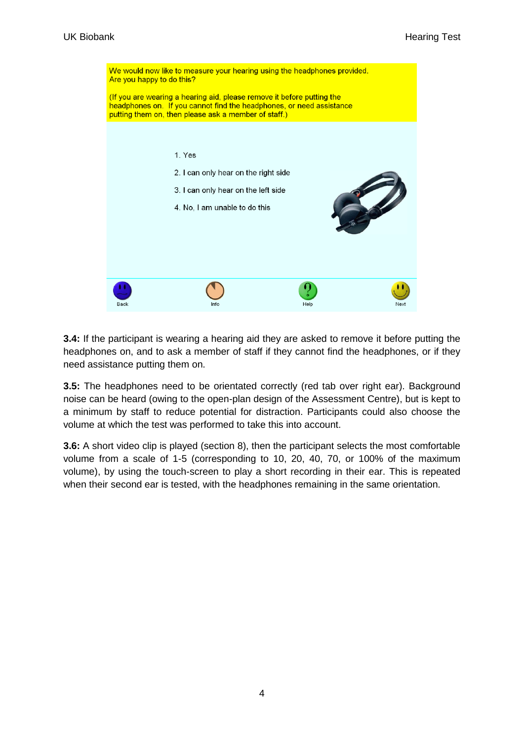We would now like to measure your hearing using the headphones provided.
Are you happy to do this?

(If you are wearing a hearing aid, please remove it before putting the headphones on. If you cannot find the headphones, or need assistance putting them on, then please ask a member of staff.)

1. Yes
2. I can only hear on the right side
3. I can only hear on the left side
4. No, I am unable to do this

Back Info Help Next

**3.4:** If the participant is wearing a hearing aid they are asked to remove it before putting the headphones on, and to ask a member of staff if they cannot find the headphones, or if they need assistance putting them on.

**3.5:** The headphones need to be orientated correctly (red tab over right ear). Background noise can be heard (owing to the open-plan design of the Assessment Centre), but is kept to a minimum by staff to reduce potential for distraction. Participants could also choose the volume at which the test was performed to take this into account.

**3.6:** A short video clip is played (section 8), then the participant selects the most comfortable volume from a scale of 1-5 (corresponding to 10, 20, 40, 70, or 100% of the maximum volume), by using the touch-screen to play a short recording in their ear. This is repeated when their second ear is tested, with the headphones remaining in the same orientation.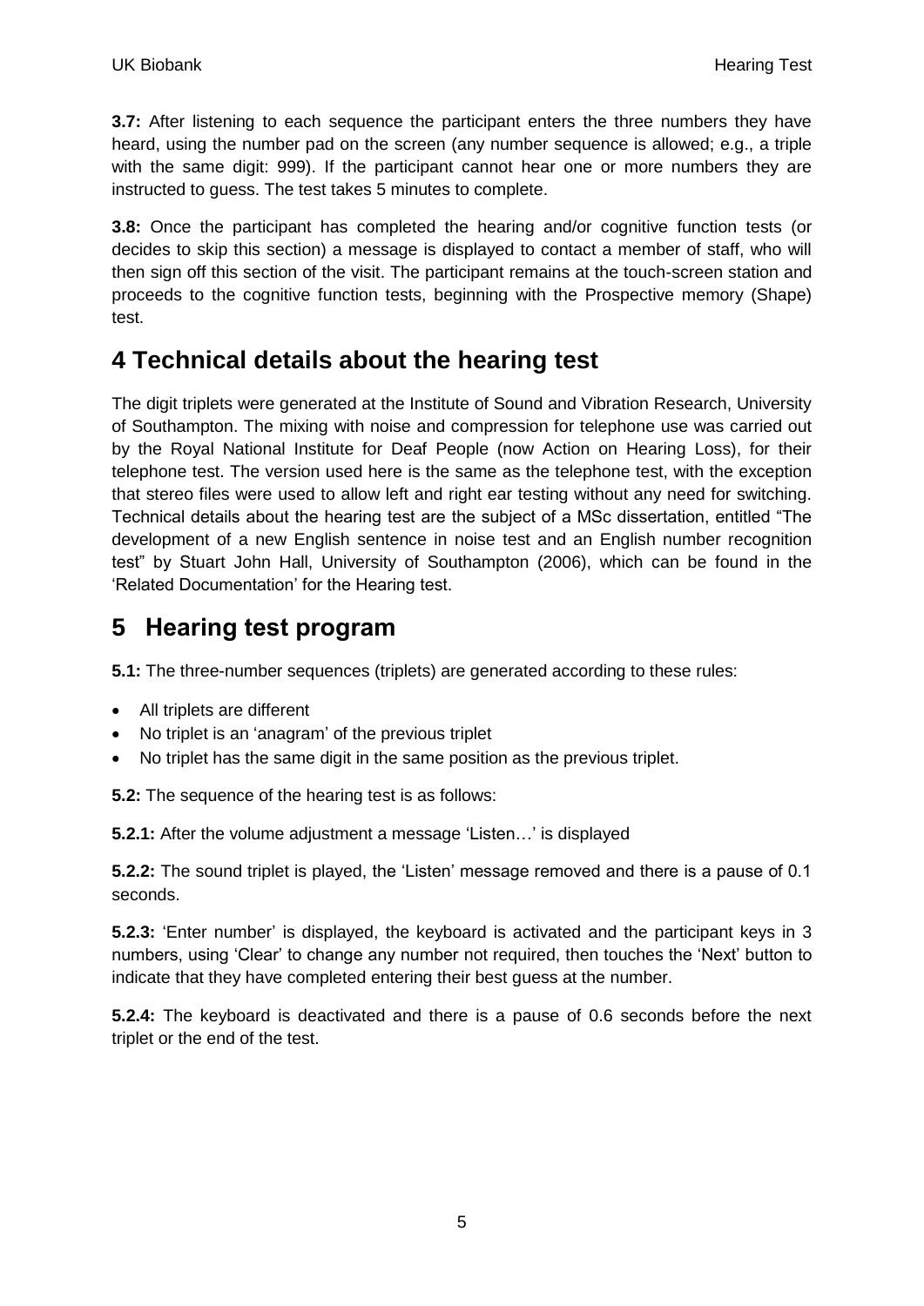**3.7:** After listening to each sequence the participant enters the three numbers they have heard, using the number pad on the screen (any number sequence is allowed; e.g., a triple with the same digit: 999). If the participant cannot hear one or more numbers they are instructed to guess. The test takes 5 minutes to complete.

**3.8:** Once the participant has completed the hearing and/or cognitive function tests (or decides to skip this section) a message is displayed to contact a member of staff, who will then sign off this section of the visit. The participant remains at the touch-screen station and proceeds to the cognitive function tests, beginning with the Prospective memory (Shape) test.

# 4 Technical details about the hearing test

The digit triplets were generated at the Institute of Sound and Vibration Research, University of Southampton. The mixing with noise and compression for telephone use was carried out by the Royal National Institute for Deaf People (now Action on Hearing Loss), for their telephone test. The version used here is the same as the telephone test, with the exception that stereo files were used to allow left and right ear testing without any need for switching. Technical details about the hearing test are the subject of a MSc dissertation, entitled "The development of a new English sentence in noise test and an English number recognition test" by Stuart John Hall, University of Southampton (2006), which can be found in the 'Related Documentation' for the Hearing test.

# 5 Hearing test program

**5.1:** The three-number sequences (triplets) are generated according to these rules:

- All triplets are different
- No triplet is an 'anagram' of the previous triplet
- No triplet has the same digit in the same position as the previous triplet.

**5.2:** The sequence of the hearing test is as follows:

**5.2.1:** After the volume adjustment a message 'Listen…' is displayed

**5.2.2:** The sound triplet is played, the 'Listen' message removed and there is a pause of 0.1 seconds.

**5.2.3:** 'Enter number' is displayed, the keyboard is activated and the participant keys in 3 numbers, using 'Clear' to change any number not required, then touches the 'Next' button to indicate that they have completed entering their best guess at the number.

**5.2.4:** The keyboard is deactivated and there is a pause of 0.6 seconds before the next triplet or the end of the test.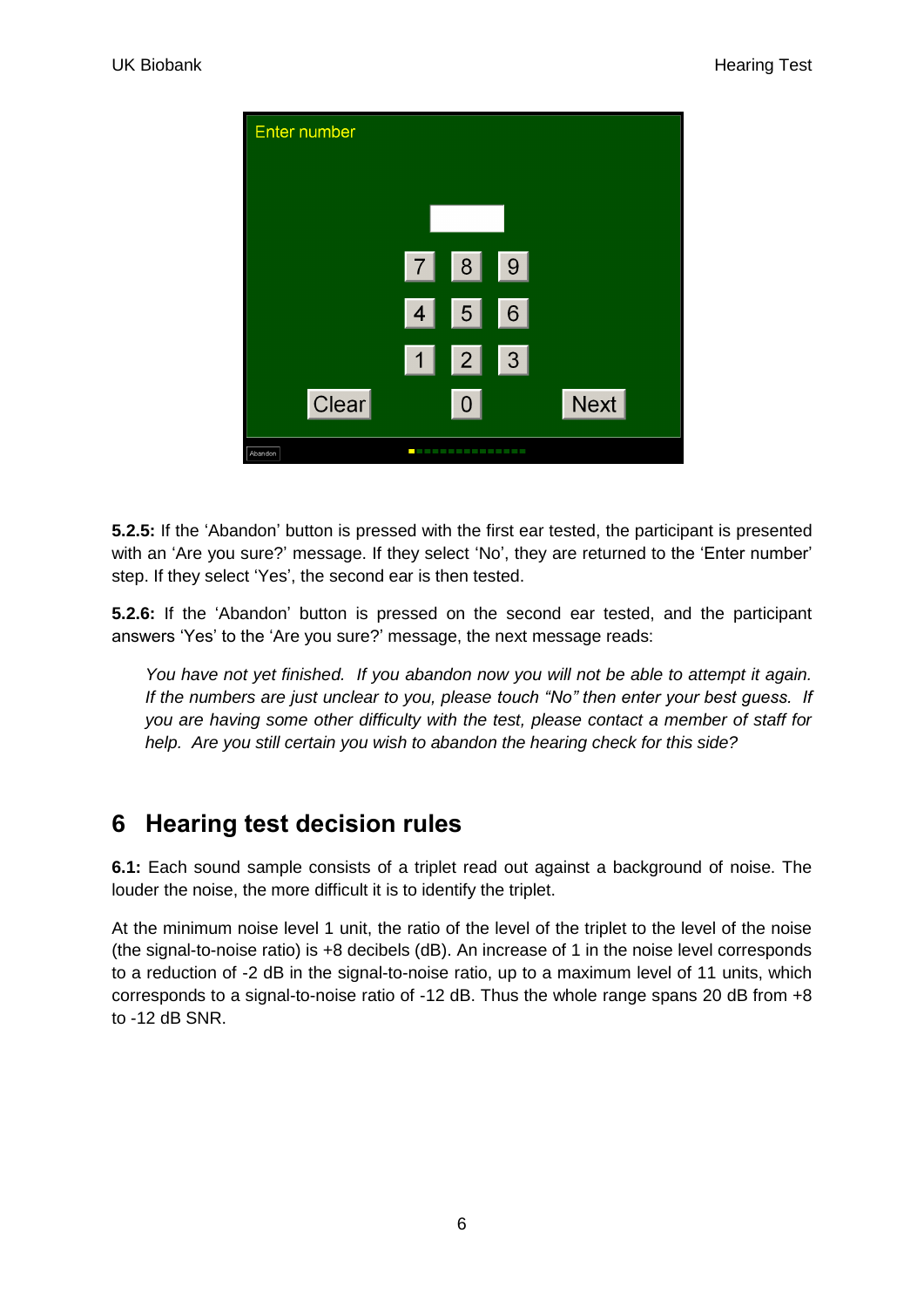5.2.5: If the ‘Abandon’ button is pressed with the first ear tested, the participant is presented with an ‘Are you sure?’ message. If they select ‘No’, they are returned to the ‘Enter number’ step. If they select ‘Yes’, the second ear is then tested.

**5.2.6:** If the ‘Abandon’ button is pressed on the second ear tested, and the participant answers ‘Yes’ to the ‘Are you sure?’ message, the next message reads:

> *You have not yet finished. If you abandon now you will not be able to attempt it again. If the numbers are just unclear to you, please touch “No” then enter your best guess. If you are having some other difficulty with the test, please contact a member of staff for help. Are you still certain you wish to abandon the hearing check for this side?*

# 6 Hearing test decision rules

**6.1:** Each sound sample consists of a triplet read out against a background of noise. The louder the noise, the more difficult it is to identify the triplet.

At the minimum noise level 1 unit, the ratio of the level of the triplet to the level of the noise (the signal-to-noise ratio) is +8 decibels (dB). An increase of 1 in the noise level corresponds to a reduction of -2 dB in the signal-to-noise ratio, up to a maximum level of 11 units, which corresponds to a signal-to-noise ratio of -12 dB. Thus the whole range spans 20 dB from +8 to -12 dB SNR.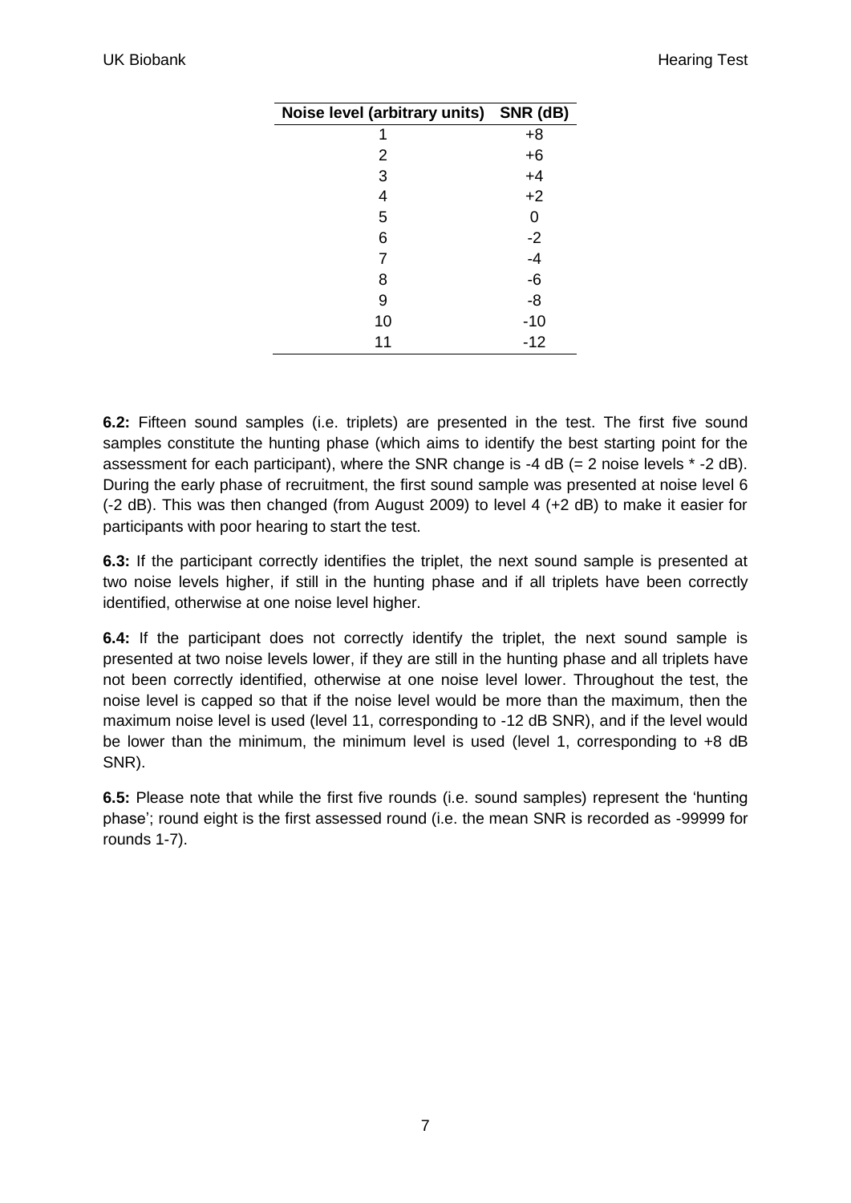| Noise level (arbitrary units) | SNR (dB) |
|---|---|
| 1 | +8 |
| 2 | +6 |
| 3 | +4 |
| 4 | +2 |
| 5 | 0 |
| 6 | -2 |
| 7 | -4 |
| 8 | -6 |
| 9 | -8 |
| 10 | -10 |
| 11 | -12 |

**6.2:** Fifteen sound samples (i.e. triplets) are presented in the test. The first five sound samples constitute the hunting phase (which aims to identify the best starting point for the assessment for each participant), where the SNR change is -4 dB (= 2 noise levels * -2 dB). During the early phase of recruitment, the first sound sample was presented at noise level 6 (-2 dB). This was then changed (from August 2009) to level 4 (+2 dB) to make it easier for participants with poor hearing to start the test.

**6.3:** If the participant correctly identifies the triplet, the next sound sample is presented at two noise levels higher, if still in the hunting phase and if all triplets have been correctly identified, otherwise at one noise level higher.

**6.4:** If the participant does not correctly identify the triplet, the next sound sample is presented at two noise levels lower, if they are still in the hunting phase and all triplets have not been correctly identified, otherwise at one noise level lower. Throughout the test, the noise level is capped so that if the noise level would be more than the maximum, then the maximum noise level is used (level 11, corresponding to -12 dB SNR), and if the level would be lower than the minimum, the minimum level is used (level 1, corresponding to +8 dB SNR).

**6.5:** Please note that while the first five rounds (i.e. sound samples) represent the 'hunting phase'; round eight is the first assessed round (i.e. the mean SNR is recorded as -99999 for rounds 1-7).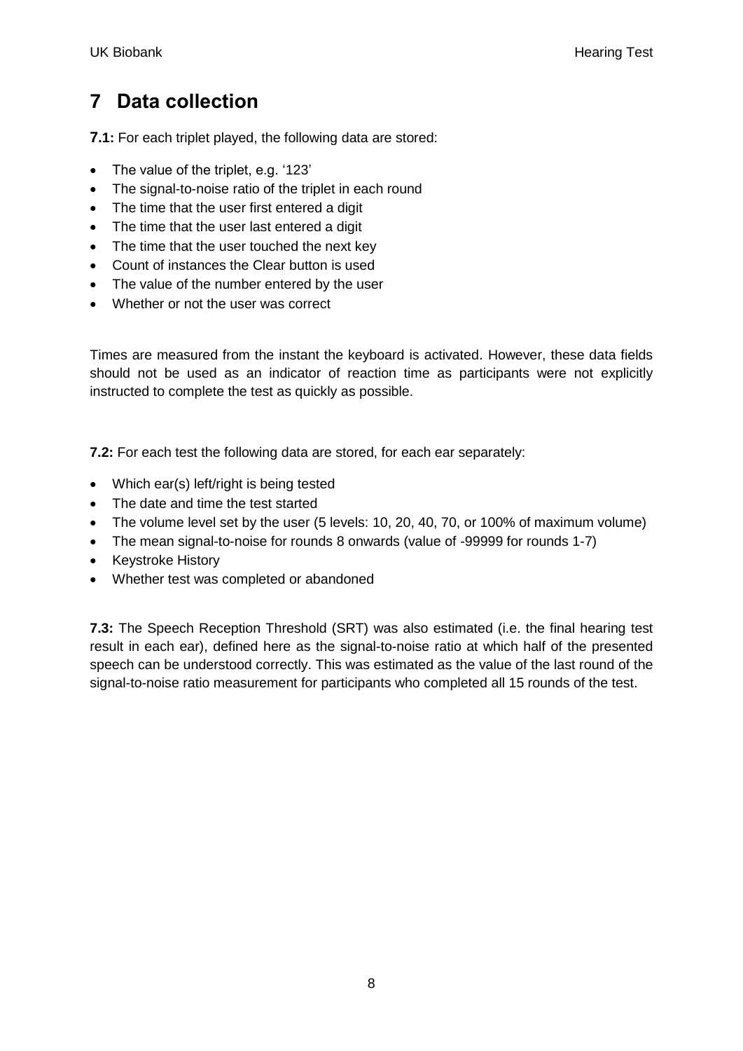# 7 Data collection

**7.1:** For each triplet played, the following data are stored:

- The value of the triplet, e.g. '123'
- The signal-to-noise ratio of the triplet in each round
- The time that the user first entered a digit
- The time that the user last entered a digit
- The time that the user touched the next key
- Count of instances the Clear button is used
- The value of the number entered by the user
- Whether or not the user was correct

Times are measured from the instant the keyboard is activated. However, these data fields should not be used as an indicator of reaction time as participants were not explicitly instructed to complete the test as quickly as possible.

**7.2:** For each test the following data are stored, for each ear separately:

- Which ear(s) left/right is being tested
- The date and time the test started
- The volume level set by the user (5 levels: 10, 20, 40, 70, or 100% of maximum volume)
- The mean signal-to-noise for rounds 8 onwards (value of -99999 for rounds 1-7)
- Keystroke History
- Whether test was completed or abandoned

**7.3:** The Speech Reception Threshold (SRT) was also estimated (i.e. the final hearing test result in each ear), defined here as the signal-to-noise ratio at which half of the presented speech can be understood correctly. This was estimated as the value of the last round of the signal-to-noise ratio measurement for participants who completed all 15 rounds of the test.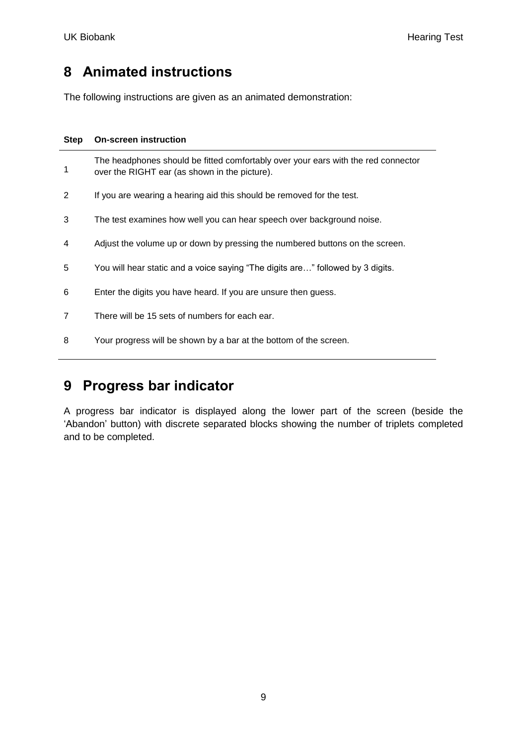# 8 Animated instructions

The following instructions are given as an animated demonstration:

| Step | On-screen instruction |
| --- | --- |
| 1 | The headphones should be fitted comfortably over your ears with the red connector over the RIGHT ear (as shown in the picture). |
| 2 | If you are wearing a hearing aid this should be removed for the test. |
| 3 | The test examines how well you can hear speech over background noise. |
| 4 | Adjust the volume up or down by pressing the numbered buttons on the screen. |
| 5 | You will hear static and a voice saying "The digits are…" followed by 3 digits. |
| 6 | Enter the digits you have heard. If you are unsure then guess. |
| 7 | There will be 15 sets of numbers for each ear. |
| 8 | Your progress will be shown by a bar at the bottom of the screen. |

# 9 Progress bar indicator

A progress bar indicator is displayed along the lower part of the screen (beside the 'Abandon' button) with discrete separated blocks showing the number of triplets completed and to be completed.